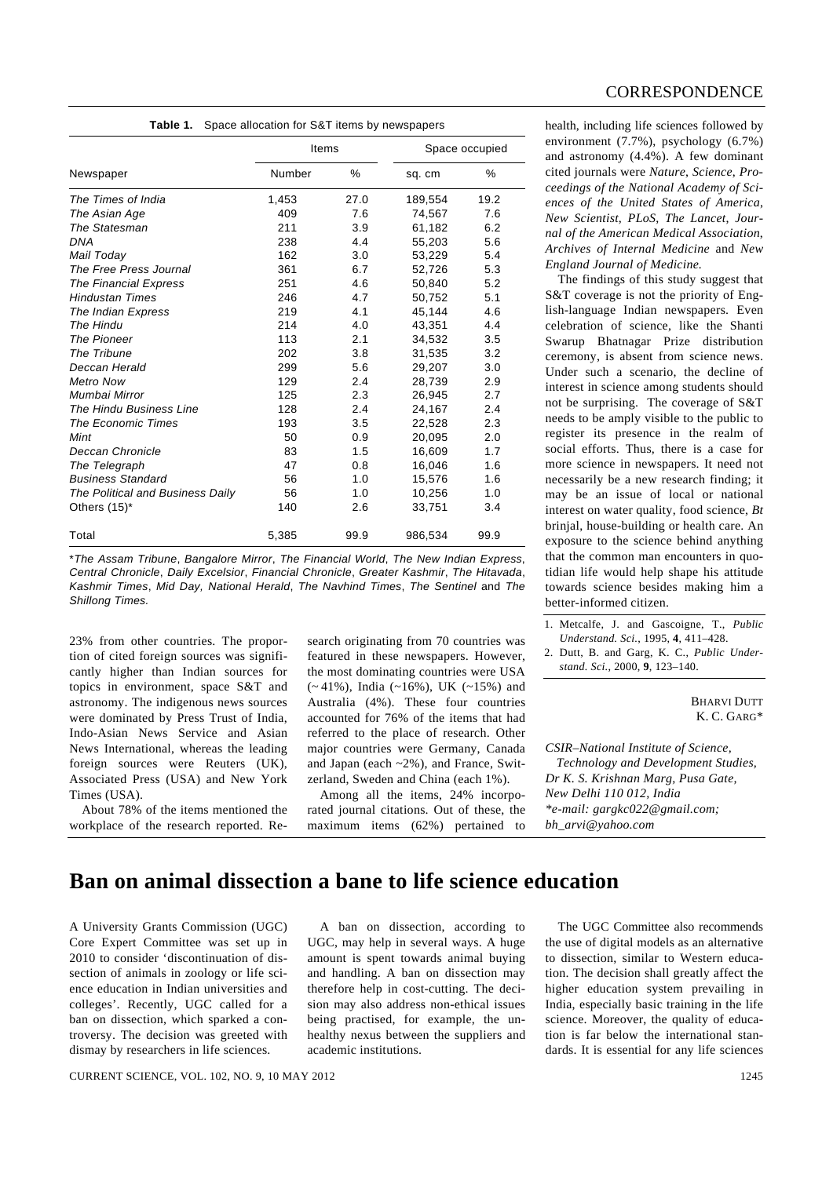**Table 1.** Space allocation for S&T items by newspapers

| Newspaper | Items | | Space occupied | |
|---|---|---|---|---|
| | Number | % | sq. cm | % |
| *The Times of India* | 1,453 | 27.0 | 189,554 | 19.2 |
| *The Asian Age* | 409 | 7.6 | 74,567 | 7.6 |
| *The Statesman* | 211 | 3.9 | 61,182 | 6.2 |
| *DNA* | 238 | 4.4 | 55,203 | 5.6 |
| *Mail Today* | 162 | 3.0 | 53,229 | 5.4 |
| *The Free Press Journal* | 361 | 6.7 | 52,726 | 5.3 |
| *The Financial Express* | 251 | 4.6 | 50,840 | 5.2 |
| *Hindustan Times* | 246 | 4.7 | 50,752 | 5.1 |
| *The Indian Express* | 219 | 4.1 | 45,144 | 4.6 |
| *The Hindu* | 214 | 4.0 | 43,351 | 4.4 |
| *The Pioneer* | 113 | 2.1 | 34,532 | 3.5 |
| *The Tribune* | 202 | 3.8 | 31,535 | 3.2 |
| *Deccan Herald* | 299 | 5.6 | 29,207 | 3.0 |
| *Metro Now* | 129 | 2.4 | 28,739 | 2.9 |
| *Mumbai Mirror* | 125 | 2.3 | 26,945 | 2.7 |
| *The Hindu Business Line* | 128 | 2.4 | 24,167 | 2.4 |
| *The Economic Times* | 193 | 3.5 | 22,528 | 2.3 |
| *Mint* | 50 | 0.9 | 20,095 | 2.0 |
| *Deccan Chronicle* | 83 | 1.5 | 16,609 | 1.7 |
| *The Telegraph* | 47 | 0.8 | 16,046 | 1.6 |
| *Business Standard* | 56 | 1.0 | 15,576 | 1.6 |
| *The Political and Business Daily* | 56 | 1.0 | 10,256 | 1.0 |
| Others (15)* | 140 | 2.6 | 33,751 | 3.4 |
| Total | 5,385 | 99.9 | 986,534 | 99.9 |

**The Assam Tribune*, *Bangalore Mirror*, *The Financial World*, *The New Indian Express*, *Central Chronicle*, *Daily Excelsior*, *Financial Chronicle*, *Greater Kashmir*, *The Hitavada*, *Kashmir Times*, *Mid Day, National Herald*, *The Navhind Times*, *The Sentinel* and *The Shillong Times.*

23% from other countries. The proportion of cited foreign sources was significantly higher than Indian sources for topics in environment, space S&T and astronomy. The indigenous news sources were dominated by Press Trust of India, Indo-Asian News Service and Asian News International, whereas the leading foreign sources were Reuters (UK), Associated Press (USA) and New York Times (USA).

About 78% of the items mentioned the workplace of the research reported. Research originating from 70 countries was featured in these newspapers. However, the most dominating countries were USA (~ 41%), India (~16%), UK (~15%) and Australia (4%). These four countries accounted for 76% of the items that had referred to the place of research. Other major countries were Germany, Canada and Japan (each ~2%), and France, Switzerland, Sweden and China (each 1%).

Among all the items, 24% incorporated journal citations. Out of these, the maximum items (62%) pertained to health, including life sciences followed by environment (7.7%), psychology (6.7%) and astronomy (4.4%). A few dominant cited journals were *Nature*, *Science*, *Proceedings of the National Academy of Sciences of the United States of America*, *New Scientist*, *PLoS*, *The Lancet*, *Journal of the American Medical Association*, *Archives of Internal Medicine* and *New England Journal of Medicine.*

The findings of this study suggest that S&T coverage is not the priority of English-language Indian newspapers. Even celebration of science, like the Shanti Swarup Bhatnagar Prize distribution ceremony, is absent from science news. Under such a scenario, the decline of interest in science among students should not be surprising. The coverage of S&T needs to be amply visible to the public to register its presence in the realm of social efforts. Thus, there is a case for more science in newspapers. It need not necessarily be a new research finding; it may be an issue of local or national interest on water quality, food science, *Bt* brinjal, house-building or health care. An exposure to the science behind anything that the common man encounters in quotidian life would help shape his attitude towards science besides making him a better-informed citizen.

1. Metcalfe, J. and Gascoigne, T., *Public Understand. Sci.*, 1995, **4**, 411–428.
2. Dutt, B. and Garg, K. C., *Public Understand. Sci.*, 2000, **9**, 123–140.

BHARVI DUTT
K. C. GARG*

*CSIR–National Institute of Science, Technology and Development Studies, Dr K. S. Krishnan Marg, Pusa Gate, New Delhi 110 012, India*
**e-mail: gargkc022@gmail.com; bh_arvi@yahoo.com*

# Ban on animal dissection a bane to life science education

A University Grants Commission (UGC) Core Expert Committee was set up in 2010 to consider 'discontinuation of dissection of animals in zoology or life science education in Indian universities and colleges'. Recently, UGC called for a ban on dissection, which sparked a controversy. The decision was greeted with dismay by researchers in life sciences.

A ban on dissection, according to UGC, may help in several ways. A huge amount is spent towards animal buying and handling. A ban on dissection may therefore help in cost-cutting. The decision may also address non-ethical issues being practised, for example, the unhealthy nexus between the suppliers and academic institutions.

The UGC Committee also recommends the use of digital models as an alternative to dissection, similar to Western education. The decision shall greatly affect the higher education system prevailing in India, especially basic training in the life science. Moreover, the quality of education is far below the international standards. It is essential for any life sciences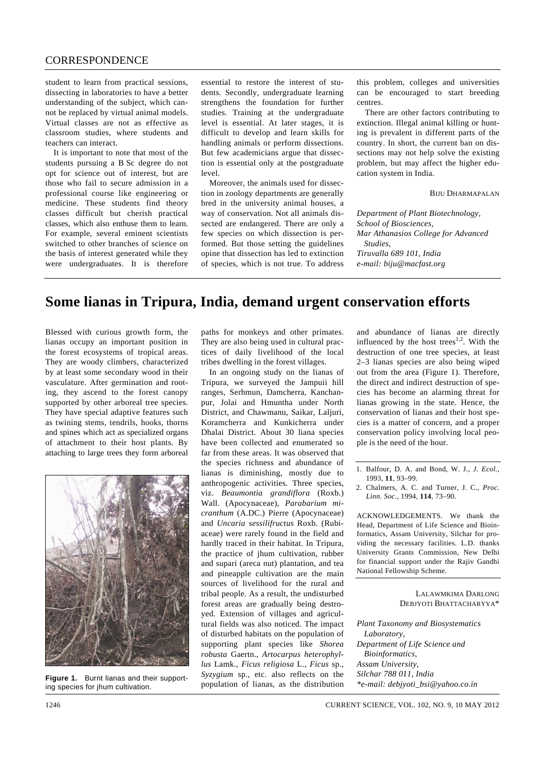student to learn from practical sessions, dissecting in laboratories to have a better understanding of the subject, which cannot be replaced by virtual animal models. Virtual classes are not as effective as classroom studies, where students and teachers can interact.

It is important to note that most of the students pursuing a B Sc degree do not opt for science out of interest, but are those who fail to secure admission in a professional course like engineering or medicine. These students find theory classes difficult but cherish practical classes, which also enthuse them to learn. For example, several eminent scientists switched to other branches of science on the basis of interest generated while they were undergraduates. It is therefore essential to restore the interest of students. Secondly, undergraduate learning strengthens the foundation for further studies. Training at the undergraduate level is essential. At later stages, it is difficult to develop and learn skills for handling animals or perform dissections. But few academicians argue that dissection is essential only at the postgraduate level.

Moreover, the animals used for dissection in zoology departments are generally bred in the university animal houses, a way of conservation. Not all animals dissected are endangered. There are only a few species on which dissection is performed. But those setting the guidelines opine that dissection has led to extinction of species, which is not true. To address this problem, colleges and universities can be encouraged to start breeding centres.

There are other factors contributing to extinction. Illegal animal killing or hunting is prevalent in different parts of the country. In short, the current ban on dissections may not help solve the existing problem, but may affect the higher education system in India.

BIJU DHARMAPALAN

*Department of Plant Biotechnology,*
*School of Biosciences,*
*Mar Athanasios College for Advanced Studies,*
*Tiruvalla 689 101, India*
*e-mail: biju@macfast.org*

---

# Some lianas in Tripura, India, demand urgent conservation efforts

Blessed with curious growth form, the lianas occupy an important position in the forest ecosystems of tropical areas. They are woody climbers, characterized by at least some secondary wood in their vasculature. After germination and rooting, they ascend to the forest canopy supported by other arboreal tree species. They have special adaptive features such as twining stems, tendrils, hooks, thorns and spines which act as specialized organs of attachment to their host plants. By attaching to large trees they form arboreal paths for monkeys and other primates. They are also being used in cultural practices of daily livelihood of the local tribes dwelling in the forest villages.

**Figure 1.** Burnt lianas and their supporting species for jhum cultivation.

In an ongoing study on the lianas of Tripura, we surveyed the Jampuii hill ranges, Serhmun, Damcherra, Kanchanpur, Jolai and Hmuntha under North District, and Chawmanu, Saikar, Laljuri, Koramcherra and Kunkicherra under Dhalai District. About 30 liana species have been collected and enumerated so far from these areas. It was observed that the species richness and abundance of lianas is diminishing, mostly due to anthropogenic activities. Three species, viz. *Beaumontia grandiflora* (Roxb.) Wall. (Apocynaceae), *Parabarium micranthum* (A.DC.) Pierre (Apocynaceae) and *Uncaria sessilifructus* Roxb. (Rubiaceae) were rarely found in the field and hardly traced in their habitat. In Tripura, the practice of jhum cultivation, rubber and supari (areca nut) plantation, and tea and pineapple cultivation are the main sources of livelihood for the rural and tribal people. As a result, the undisturbed forest areas are gradually being destroyed. Extension of villages and agricultural fields was also noticed. The impact of disturbed habitats on the population of supporting plant species like *Shorea robusta* Gaertn., *Artocarpus heterophyllus* Lamk., *Ficus religiosa* L., *Ficus* sp., *Syzygium* sp., etc. also reflects on the population of lianas, as the distribution and abundance of lianas are directly influenced by the host trees[1,2]. With the destruction of one tree species, at least 2–3 lianas species are also being wiped out from the area (Figure 1). Therefore, the direct and indirect destruction of species has become an alarming threat for lianas growing in the state. Hence, the conservation of lianas and their host species is a matter of concern, and a proper conservation policy involving local people is the need of the hour.

1. Balfour, D. A. and Bond, W. J., *J. Ecol.*, 1993, **11**, 93–99.
2. Chalmers, A. C. and Turner, J. C., *Proc. Linn. Soc*., 1994, **114**, 73–90.

ACKNOWLEDGEMENTS. We thank the Head, Department of Life Science and Bioinformatics, Assam University, Silchar for providing the necessary facilities. L.D. thanks University Grants Commission, New Delhi for financial support under the Rajiv Gandhi National Fellowship Scheme.

LALAWMKIMA DARLONG
DEBJYOTI BHATTACHARYYA*

*Plant Taxonomy and Biosystematics Laboratory,*
*Department of Life Science and Bioinformatics,*
*Assam University,*
*Silchar 788 011, India*
*\*e-mail: debjyoti_bsi@yahoo.co.in*